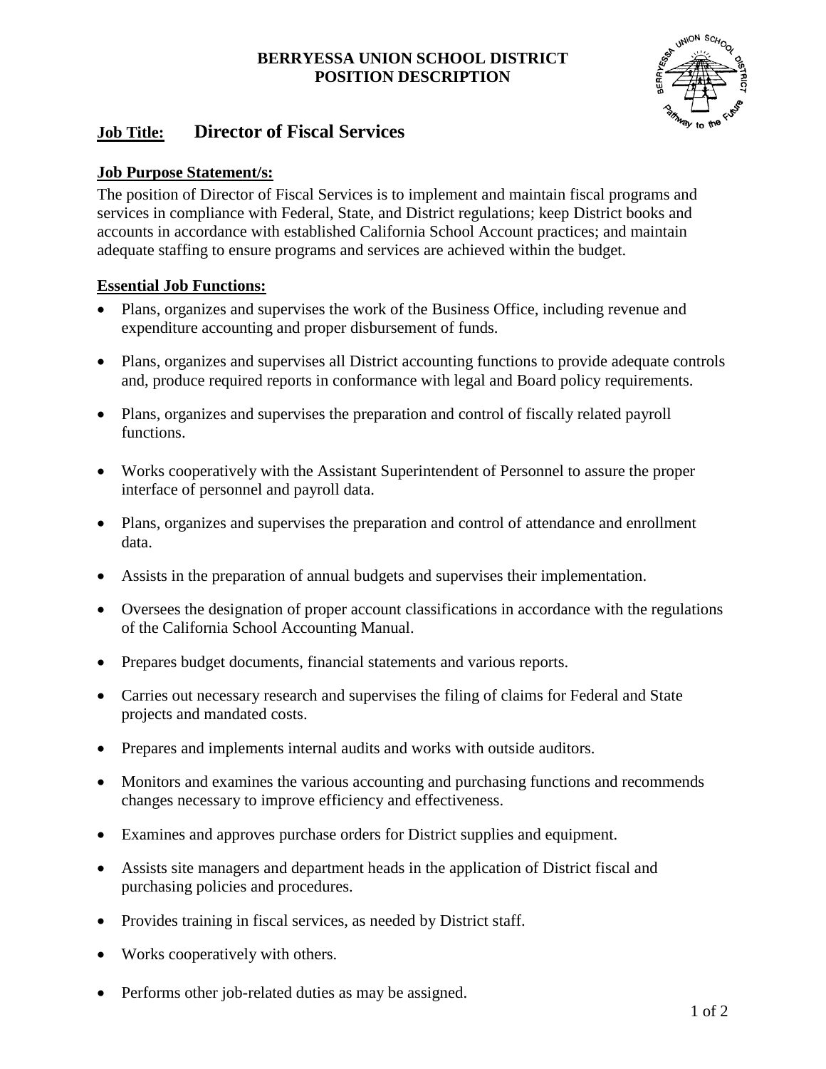**BERRYESSA UNION SCHOOL DISTRICT**
**POSITION DESCRIPTION**

## Job Title: Director of Fiscal Services

### Job Purpose Statement/s:

The position of Director of Fiscal Services is to implement and maintain fiscal programs and services in compliance with Federal, State, and District regulations; keep District books and accounts in accordance with established California School Account practices; and maintain adequate staffing to ensure programs and services are achieved within the budget.

### Essential Job Functions:

- Plans, organizes and supervises the work of the Business Office, including revenue and expenditure accounting and proper disbursement of funds.
- Plans, organizes and supervises all District accounting functions to provide adequate controls and, produce required reports in conformance with legal and Board policy requirements.
- Plans, organizes and supervises the preparation and control of fiscally related payroll functions.
- Works cooperatively with the Assistant Superintendent of Personnel to assure the proper interface of personnel and payroll data.
- Plans, organizes and supervises the preparation and control of attendance and enrollment data.
- Assists in the preparation of annual budgets and supervises their implementation.
- Oversees the designation of proper account classifications in accordance with the regulations of the California School Accounting Manual.
- Prepares budget documents, financial statements and various reports.
- Carries out necessary research and supervises the filing of claims for Federal and State projects and mandated costs.
- Prepares and implements internal audits and works with outside auditors.
- Monitors and examines the various accounting and purchasing functions and recommends changes necessary to improve efficiency and effectiveness.
- Examines and approves purchase orders for District supplies and equipment.
- Assists site managers and department heads in the application of District fiscal and purchasing policies and procedures.
- Provides training in fiscal services, as needed by District staff.
- Works cooperatively with others.
- Performs other job-related duties as may be assigned.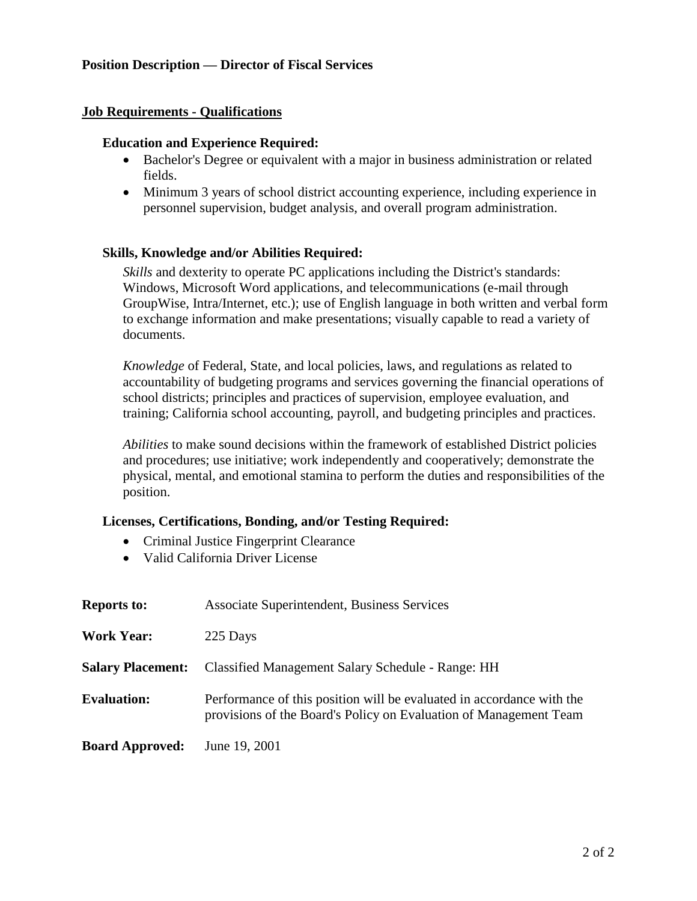**Position Description — Director of Fiscal Services**

## Job Requirements - Qualifications

### Education and Experience Required:

- Bachelor's Degree or equivalent with a major in business administration or related fields.
- Minimum 3 years of school district accounting experience, including experience in personnel supervision, budget analysis, and overall program administration.

### Skills, Knowledge and/or Abilities Required:

*Skills* and dexterity to operate PC applications including the District's standards: Windows, Microsoft Word applications, and telecommunications (e-mail through GroupWise, Intra/Internet, etc.); use of English language in both written and verbal form to exchange information and make presentations; visually capable to read a variety of documents.

*Knowledge* of Federal, State, and local policies, laws, and regulations as related to accountability of budgeting programs and services governing the financial operations of school districts; principles and practices of supervision, employee evaluation, and training; California school accounting, payroll, and budgeting principles and practices.

*Abilities* to make sound decisions within the framework of established District policies and procedures; use initiative; work independently and cooperatively; demonstrate the physical, mental, and emotional stamina to perform the duties and responsibilities of the position.

### Licenses, Certifications, Bonding, and/or Testing Required:

- Criminal Justice Fingerprint Clearance
- Valid California Driver License

| | |
|---|---|
| **Reports to:** | Associate Superintendent, Business Services |
| **Work Year:** | 225 Days |
| **Salary Placement:** | Classified Management Salary Schedule - Range: HH |
| **Evaluation:** | Performance of this position will be evaluated in accordance with the provisions of the Board's Policy on Evaluation of Management Team |
| **Board Approved:** | June 19, 2001 |